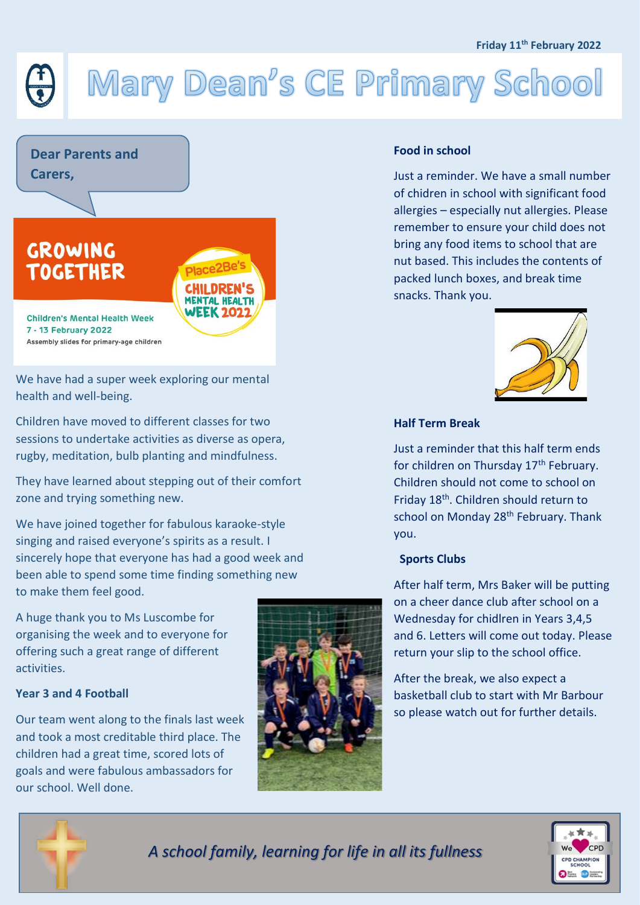Friday 11th February 2022

# Mary Dean's CE Primary School

**Dear Parents and Carers,**

GROWING TOGETHER

Place2Be's CHILDREN'S MENTAL HEALTH WEEK 2022

Children's Mental Health Week
7 - 13 February 2022
Assembly slides for primary-age children

We have had a super week exploring our mental health and well-being.

Children have moved to different classes for two sessions to undertake activities as diverse as opera, rugby, meditation, bulb planting and mindfulness.

They have learned about stepping out of their comfort zone and trying something new.

We have joined together for fabulous karaoke-style singing and raised everyone's spirits as a result. I sincerely hope that everyone has had a good week and been able to spend some time finding something new to make them feel good.

A huge thank you to Ms Luscombe for organising the week and to everyone for offering such a great range of different activities.

### Year 3 and 4 Football

Our team went along to the finals last week and took a most creditable third place. The children had a great time, scored lots of goals and were fabulous ambassadors for our school. Well done.

### Food in school

Just a reminder. We have a small number of chidren in school with significant food allergies – especially nut allergies. Please remember to ensure your child does not bring any food items to school that are nut based. This includes the contents of packed lunch boxes, and break time snacks. Thank you.

### Half Term Break

Just a reminder that this half term ends for children on Thursday 17th February. Children should not come to school on Friday 18th. Children should return to school on Monday 28th February. Thank you.

### Sports Clubs

After half term, Mrs Baker will be putting on a cheer dance club after school on a Wednesday for chidlren in Years 3,4,5 and 6. Letters will come out today. Please return your slip to the school office.

After the break, we also expect a basketball club to start with Mr Barbour so please watch out for further details.

*A school family, learning for life in all its fullness*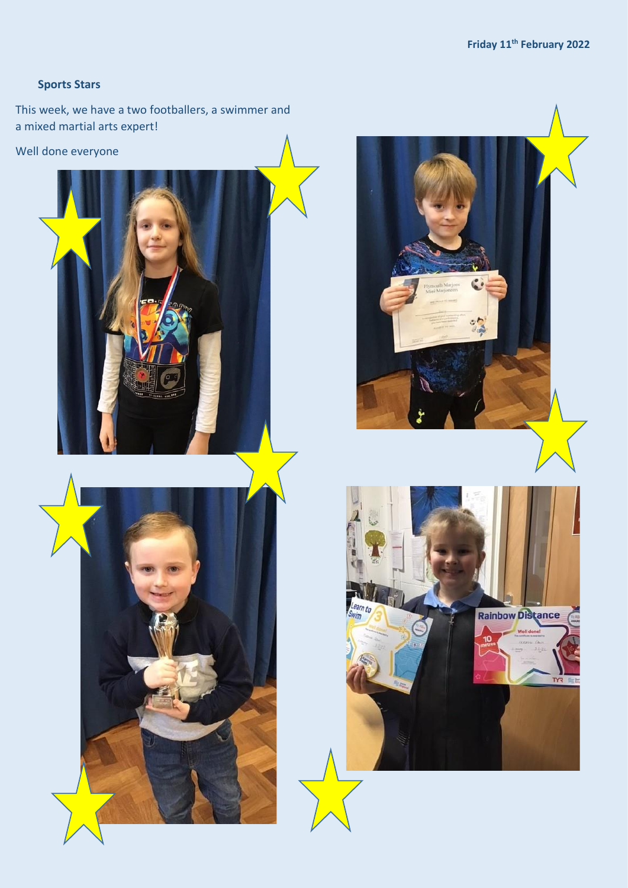Friday 11th February 2022

## Sports Stars

This week, we have a two footballers, a swimmer and a mixed martial arts expert!

Well done everyone